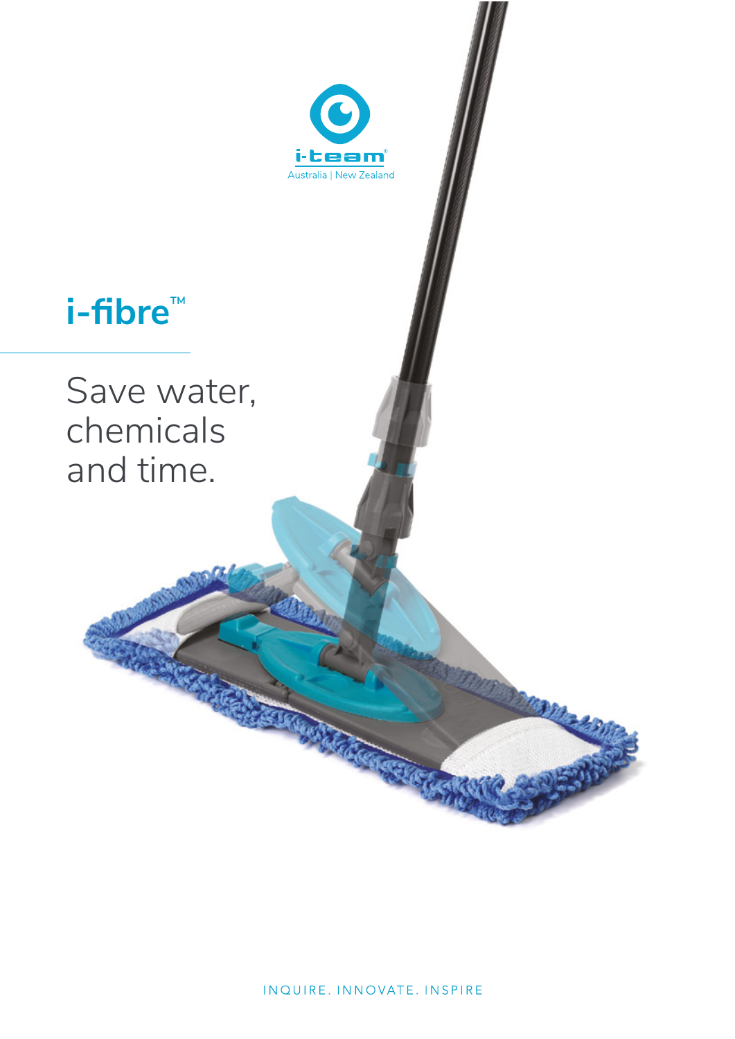i-team®

Australia | New Zealand

# i-fibre™

## Save water, chemicals and time.

INQUIRE. INNOVATE. INSPIRE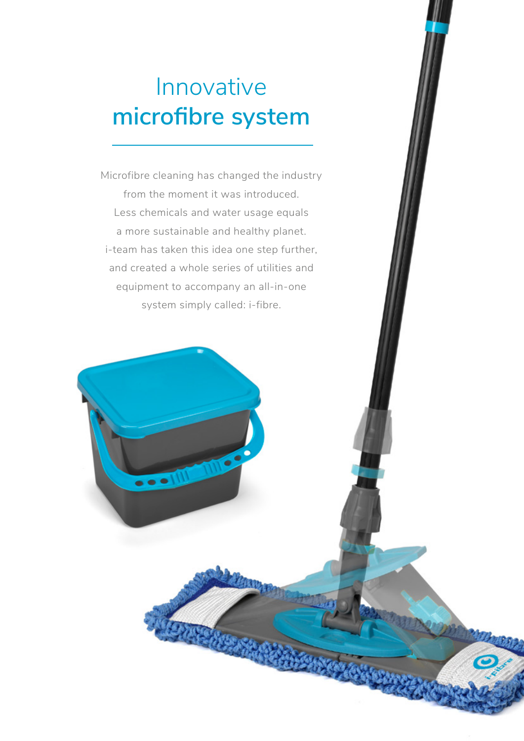# Innovative **microfibre system**

Microfibre cleaning has changed the industry from the moment it was introduced. Less chemicals and water usage equals a more sustainable and healthy planet. i-team has taken this idea one step further, and created a whole series of utilities and equipment to accompany an all-in-one system simply called: i-fibre.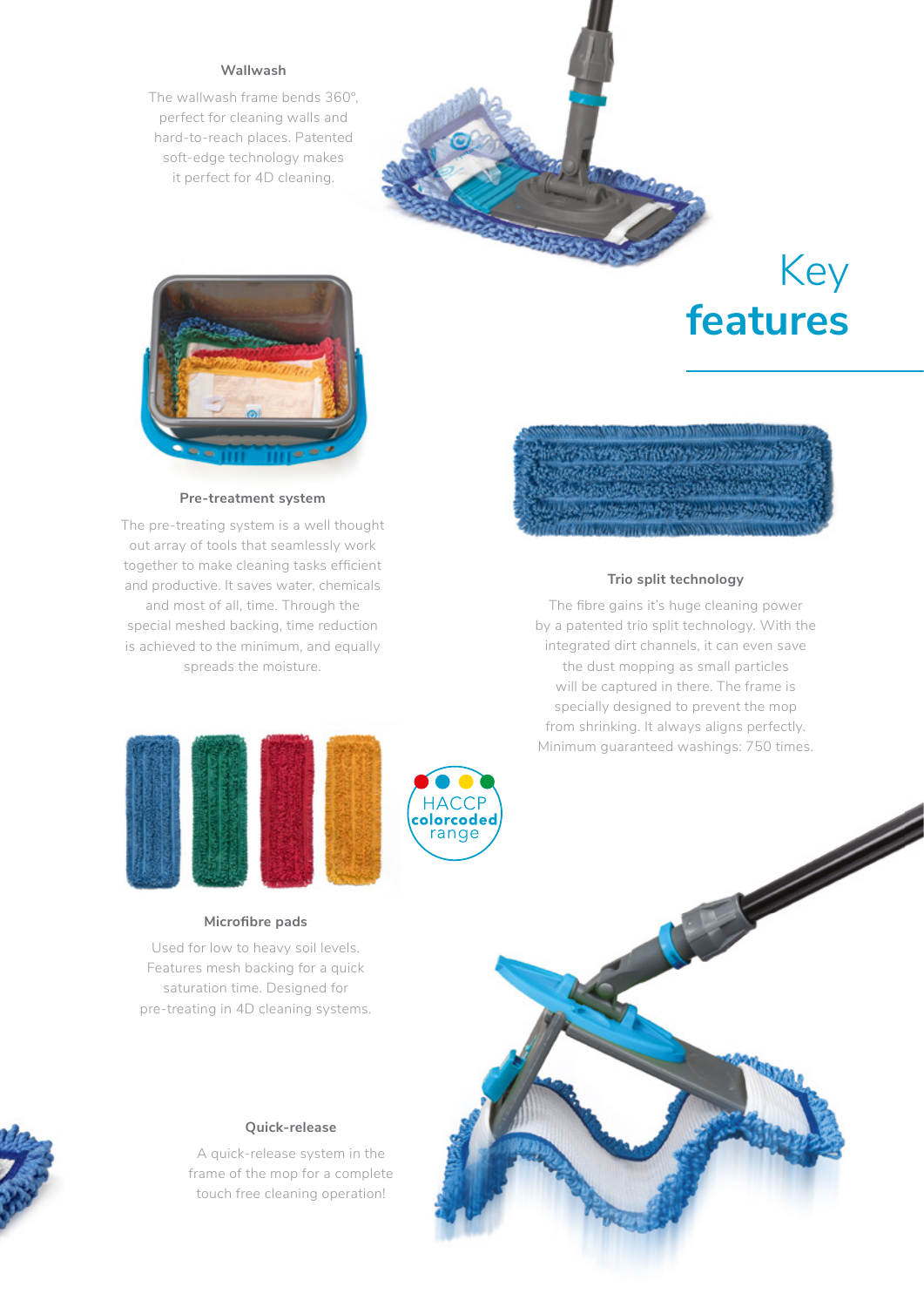# Key **features**

### Wallwash

The wallwash frame bends 360°, perfect for cleaning walls and hard-to-reach places. Patented soft-edge technology makes it perfect for 4D cleaning.

### Pre-treatment system

The pre-treating system is a well thought out array of tools that seamlessly work together to make cleaning tasks efficient and productive. It saves water, chemicals and most of all, time. Through the special meshed backing, time reduction is achieved to the minimum, and equally spreads the moisture.

### Trio split technology

The fibre gains it's huge cleaning power by a patented trio split technology. With the integrated dirt channels, it can even save the dust mopping as small particles will be captured in there. The frame is specially designed to prevent the mop from shrinking. It always aligns perfectly. Minimum guaranteed washings: 750 times.

HACCP **colorcoded** range

### Microfibre pads

Used for low to heavy soil levels. Features mesh backing for a quick saturation time. Designed for pre-treating in 4D cleaning systems.

### Quick-release

A quick-release system in the frame of the mop for a complete touch free cleaning operation!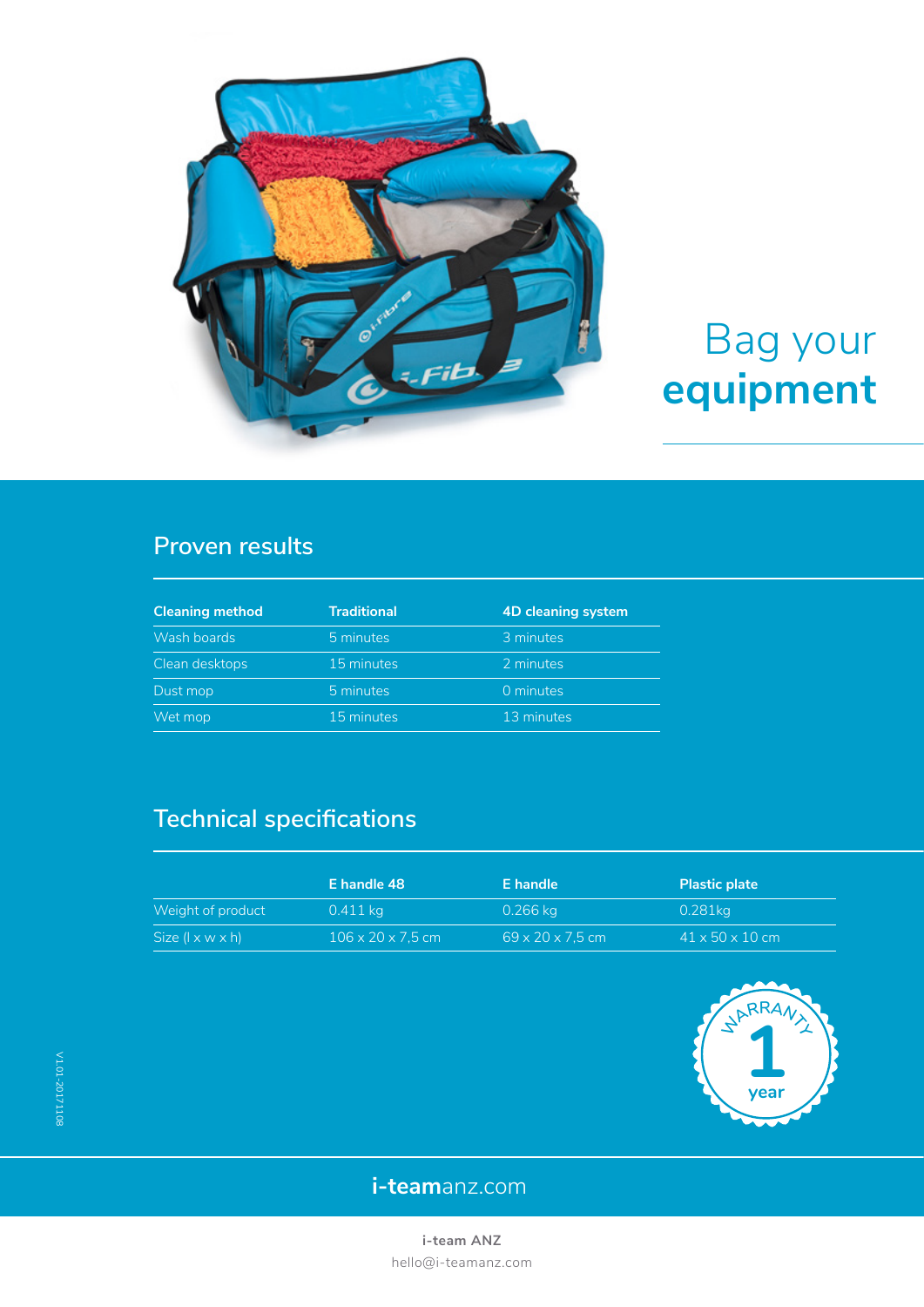# Bag your **equipment**

## Proven results

| Cleaning method | Traditional | 4D cleaning system |
|---|---|---|
| Wash boards | 5 minutes | 3 minutes |
| Clean desktops | 15 minutes | 2 minutes |
| Dust mop | 5 minutes | 0 minutes |
| Wet mop | 15 minutes | 13 minutes |

## Technical specifications

| | E handle 48 | E handle | Plastic plate |
|---|---|---|---|
| Weight of product | 0.411 kg | 0.266 kg | 0.281kg |
| Size (l x w x h) | 106 x 20 x 7,5 cm | 69 x 20 x 7,5 cm | 41 x 50 x 10 cm |

WARRANTY 1 year

V1.01-20171108

**i-team**anz.com

**i-team ANZ**

hello@i-teamanz.com